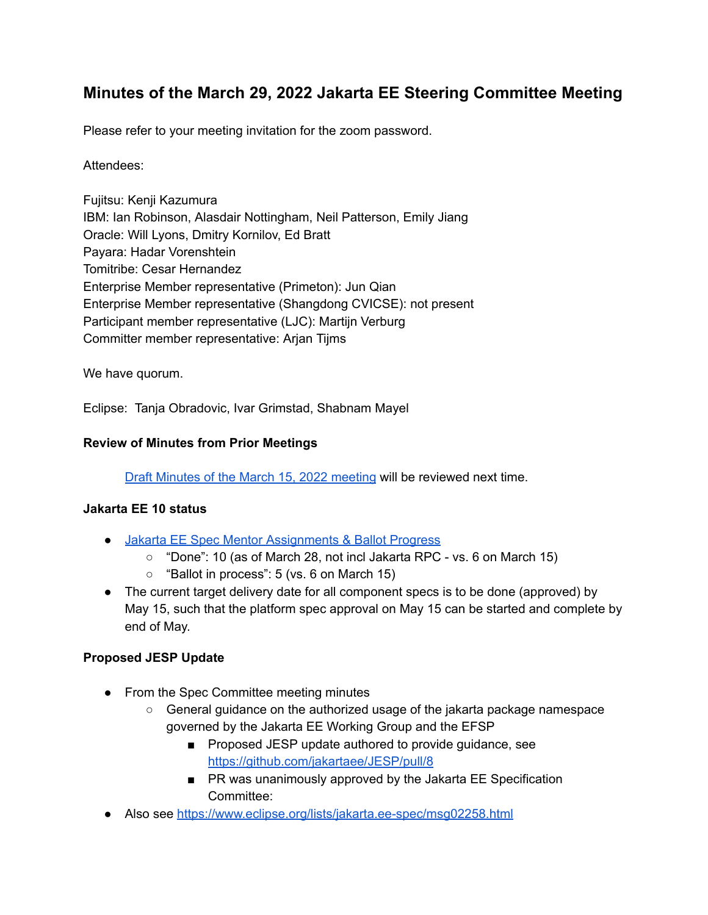# Minutes of the March 29, 2022 Jakarta EE Steering Committee Meeting

Please refer to your meeting invitation for the zoom password.

Attendees:

Fujitsu: Kenji Kazumura
IBM: Ian Robinson, Alasdair Nottingham, Neil Patterson, Emily Jiang
Oracle: Will Lyons, Dmitry Kornilov, Ed Bratt
Payara: Hadar Vorenshtein
Tomitribe: Cesar Hernandez
Enterprise Member representative (Primeton): Jun Qian
Enterprise Member representative (Shangdong CVICSE): not present
Participant member representative (LJC): Martijn Verburg
Committer member representative: Arjan Tijms

We have quorum.

Eclipse: Tanja Obradovic, Ivar Grimstad, Shabnam Mayel

### Review of Minutes from Prior Meetings

[Draft Minutes of the March 15, 2022 meeting]() will be reviewed next time.

### Jakarta EE 10 status

- [Jakarta EE Spec Mentor Assignments & Ballot Progress]()
  - "Done": 10 (as of March 28, not incl Jakarta RPC - vs. 6 on March 15)
  - "Ballot in process": 5 (vs. 6 on March 15)
- The current target delivery date for all component specs is to be done (approved) by May 15, such that the platform spec approval on May 15 can be started and complete by end of May.

### Proposed JESP Update

- From the Spec Committee meeting minutes
  - General guidance on the authorized usage of the jakarta package namespace governed by the Jakarta EE Working Group and the EFSP
    - Proposed JESP update authored to provide guidance, see https://github.com/jakartaee/JESP/pull/8
    - PR was unanimously approved by the Jakarta EE Specification Committee:
- Also see https://www.eclipse.org/lists/jakarta.ee-spec/msg02258.html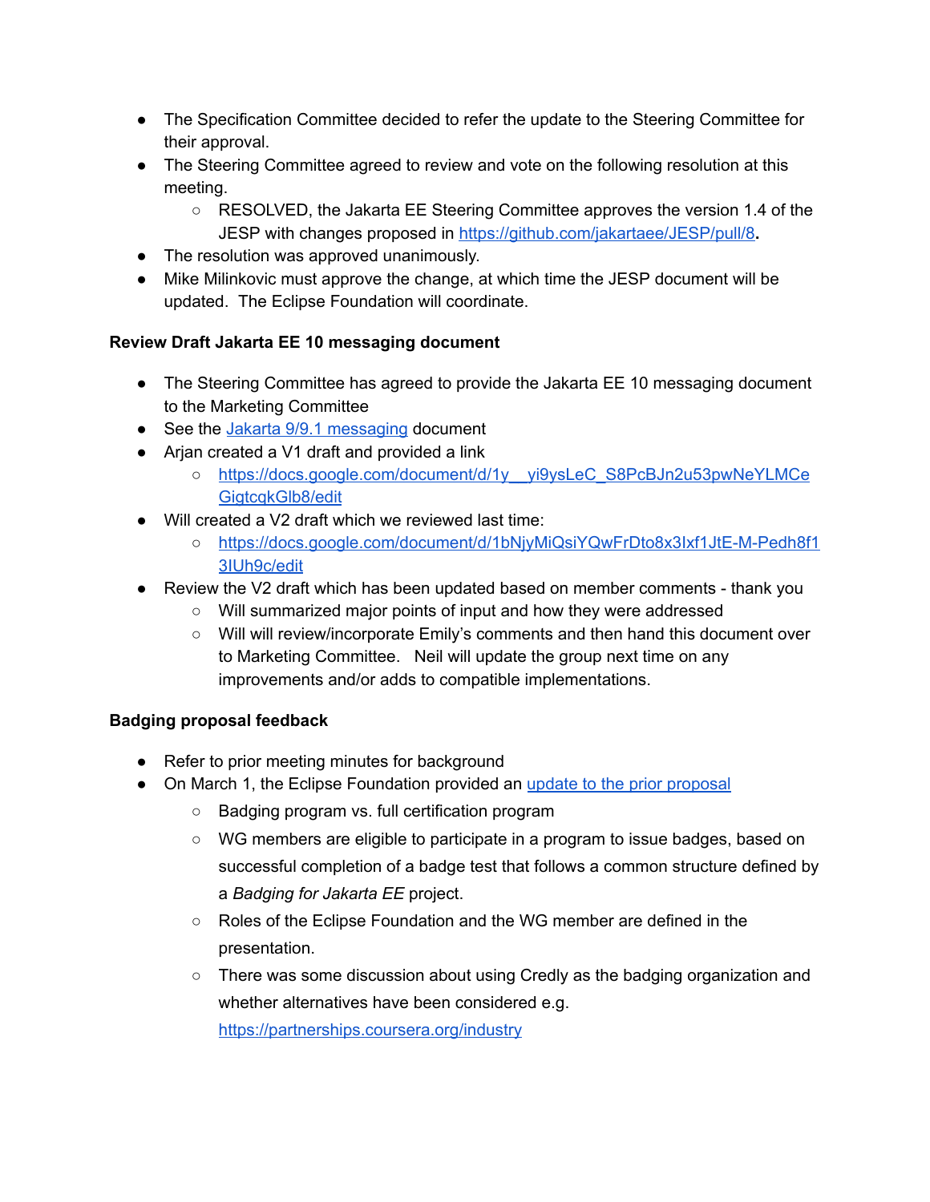- The Specification Committee decided to refer the update to the Steering Committee for their approval.
- The Steering Committee agreed to review and vote on the following resolution at this meeting.
  - RESOLVED, the Jakarta EE Steering Committee approves the version 1.4 of the JESP with changes proposed in [https://github.com/jakartaee/JESP/pull/8](https://github.com/jakartaee/JESP/pull/8).
- The resolution was approved unanimously.
- Mike Milinkovic must approve the change, at which time the JESP document will be updated.  The Eclipse Foundation will coordinate.

**Review Draft Jakarta EE 10 messaging document**

- The Steering Committee has agreed to provide the Jakarta EE 10 messaging document to the Marketing Committee
- See the Jakarta 9/9.1 messaging document
- Arjan created a V1 draft and provided a link
  - [https://docs.google.com/document/d/1y__yi9ysLeC_S8PcBJn2u53pwNeYLMCeGigtcqkGlb8/edit](https://docs.google.com/document/d/1y__yi9ysLeC_S8PcBJn2u53pwNeYLMCeGigtcqkGlb8/edit)
- Will created a V2 draft which we reviewed last time:
  - [https://docs.google.com/document/d/1bNjyMiQsiYQwFrDto8x3Ixf1JtE-M-Pedh8f13IUh9c/edit](https://docs.google.com/document/d/1bNjyMiQsiYQwFrDto8x3Ixf1JtE-M-Pedh8f13IUh9c/edit)
- Review the V2 draft which has been updated based on member comments - thank you
  - Will summarized major points of input and how they were addressed
  - Will will review/incorporate Emily's comments and then hand this document over to Marketing Committee.   Neil will update the group next time on any improvements and/or adds to compatible implementations.

**Badging proposal feedback**

- Refer to prior meeting minutes for background
- On March 1, the Eclipse Foundation provided an update to the prior proposal
  - Badging program vs. full certification program
  - WG members are eligible to participate in a program to issue badges, based on successful completion of a badge test that follows a common structure defined by a *Badging for Jakarta EE* project.
  - Roles of the Eclipse Foundation and the WG member are defined in the presentation.
  - There was some discussion about using Credly as the badging organization and whether alternatives have been considered e.g. [https://partnerships.coursera.org/industry](https://partnerships.coursera.org/industry)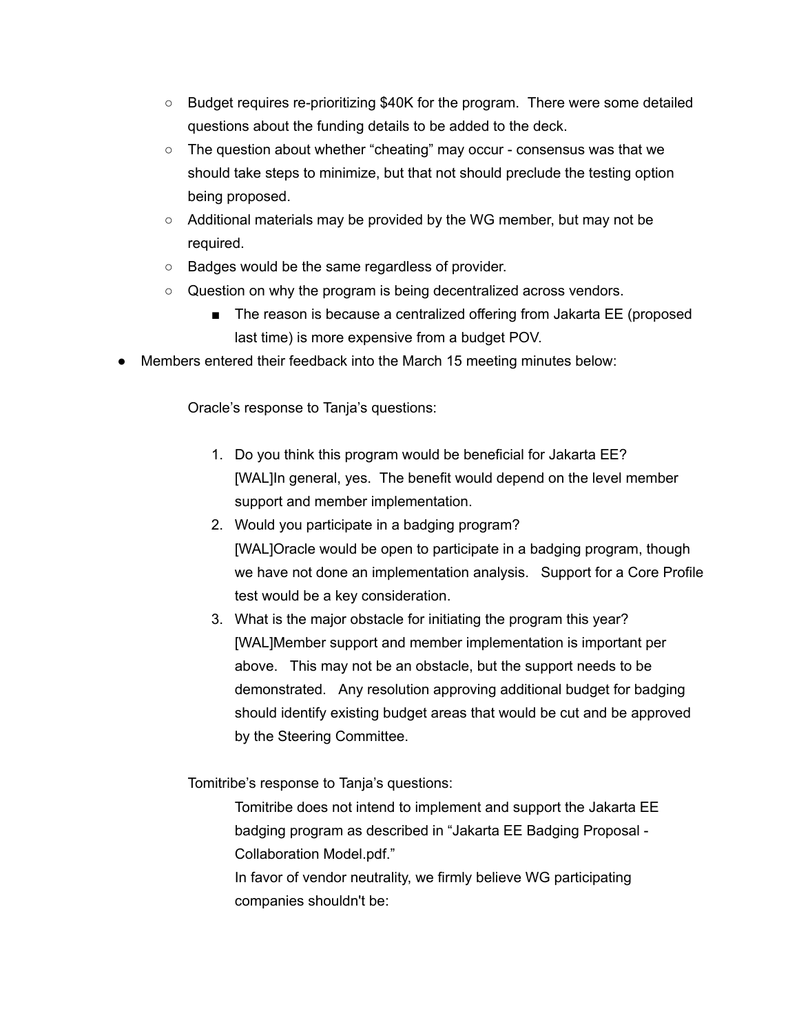- Budget requires re-prioritizing $40K for the program.  There were some detailed questions about the funding details to be added to the deck.
    - The question about whether "cheating" may occur - consensus was that we should take steps to minimize, but that not should preclude the testing option being proposed.
    - Additional materials may be provided by the WG member, but may not be required.
    - Badges would be the same regardless of provider.
    - Question on why the program is being decentralized across vendors.
        - The reason is because a centralized offering from Jakarta EE (proposed last time) is more expensive from a budget POV.
- Members entered their feedback into the March 15 meeting minutes below:

  Oracle's response to Tanja's questions:

    1. Do you think this program would be beneficial for Jakarta EE?
       [WAL]In general, yes.  The benefit would depend on the level member support and member implementation.
    2. Would you participate in a badging program?
       [WAL]Oracle would be open to participate in a badging program, though we have not done an implementation analysis.   Support for a Core Profile test would be a key consideration.
    3. What is the major obstacle for initiating the program this year?
       [WAL]Member support and member implementation is important per above.   This may not be an obstacle, but the support needs to be demonstrated.   Any resolution approving additional budget for badging should identify existing budget areas that would be cut and be approved by the Steering Committee.

  Tomitribe's response to Tanja's questions:

  Tomitribe does not intend to implement and support the Jakarta EE badging program as described in "Jakarta EE Badging Proposal - Collaboration Model.pdf."
  In favor of vendor neutrality, we firmly believe WG participating companies shouldn't be: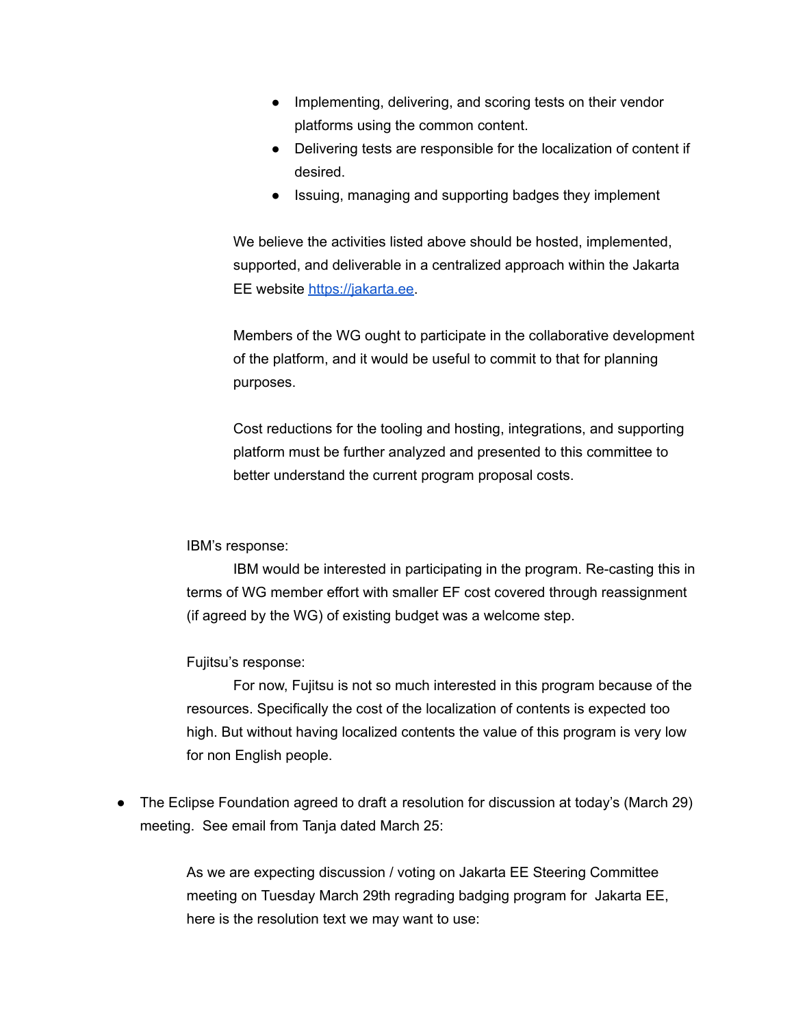- Implementing, delivering, and scoring tests on their vendor platforms using the common content.
    - Delivering tests are responsible for the localization of content if desired.
    - Issuing, managing and supporting badges they implement

  We believe the activities listed above should be hosted, implemented, supported, and deliverable in a centralized approach within the Jakarta EE website [https://jakarta.ee](https://jakarta.ee).

  Members of the WG ought to participate in the collaborative development of the platform, and it would be useful to commit to that for planning purposes.

  Cost reductions for the tooling and hosting, integrations, and supporting platform must be further analyzed and presented to this committee to better understand the current program proposal costs.

  IBM's response:

  IBM would be interested in participating in the program. Re-casting this in terms of WG member effort with smaller EF cost covered through reassignment (if agreed by the WG) of existing budget was a welcome step.

  Fujitsu's response:

  For now, Fujitsu is not so much interested in this program because of the resources. Specifically the cost of the localization of contents is expected too high. But without having localized contents the value of this program is very low for non English people.

- The Eclipse Foundation agreed to draft a resolution for discussion at today's (March 29) meeting. See email from Tanja dated March 25:

  As we are expecting discussion / voting on Jakarta EE Steering Committee meeting on Tuesday March 29th regrading badging program for Jakarta EE, here is the resolution text we may want to use: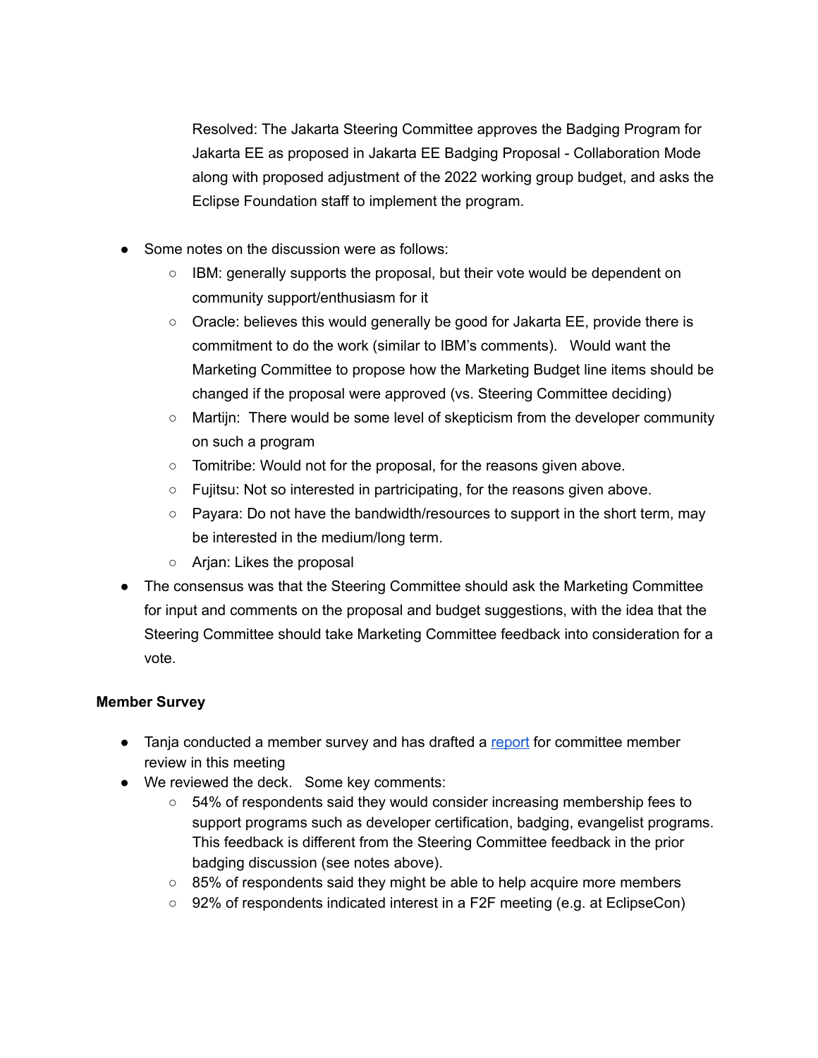Resolved: The Jakarta Steering Committee approves the Badging Program for Jakarta EE as proposed in Jakarta EE Badging Proposal - Collaboration Mode along with proposed adjustment of the 2022 working group budget, and asks the Eclipse Foundation staff to implement the program.

- Some notes on the discussion were as follows:
  - IBM: generally supports the proposal, but their vote would be dependent on community support/enthusiasm for it
  - Oracle: believes this would generally be good for Jakarta EE, provide there is commitment to do the work (similar to IBM's comments). Would want the Marketing Committee to propose how the Marketing Budget line items should be changed if the proposal were approved (vs. Steering Committee deciding)
  - Martijn: There would be some level of skepticism from the developer community on such a program
  - Tomitribe: Would not for the proposal, for the reasons given above.
  - Fujitsu: Not so interested in partricipating, for the reasons given above.
  - Payara: Do not have the bandwidth/resources to support in the short term, may be interested in the medium/long term.
  - Arjan: Likes the proposal
- The consensus was that the Steering Committee should ask the Marketing Committee for input and comments on the proposal and budget suggestions, with the idea that the Steering Committee should take Marketing Committee feedback into consideration for a vote.

**Member Survey**

- Tanja conducted a member survey and has drafted a report for committee member review in this meeting
- We reviewed the deck. Some key comments:
  - 54% of respondents said they would consider increasing membership fees to support programs such as developer certification, badging, evangelist programs. This feedback is different from the Steering Committee feedback in the prior badging discussion (see notes above).
  - 85% of respondents said they might be able to help acquire more members
  - 92% of respondents indicated interest in a F2F meeting (e.g. at EclipseCon)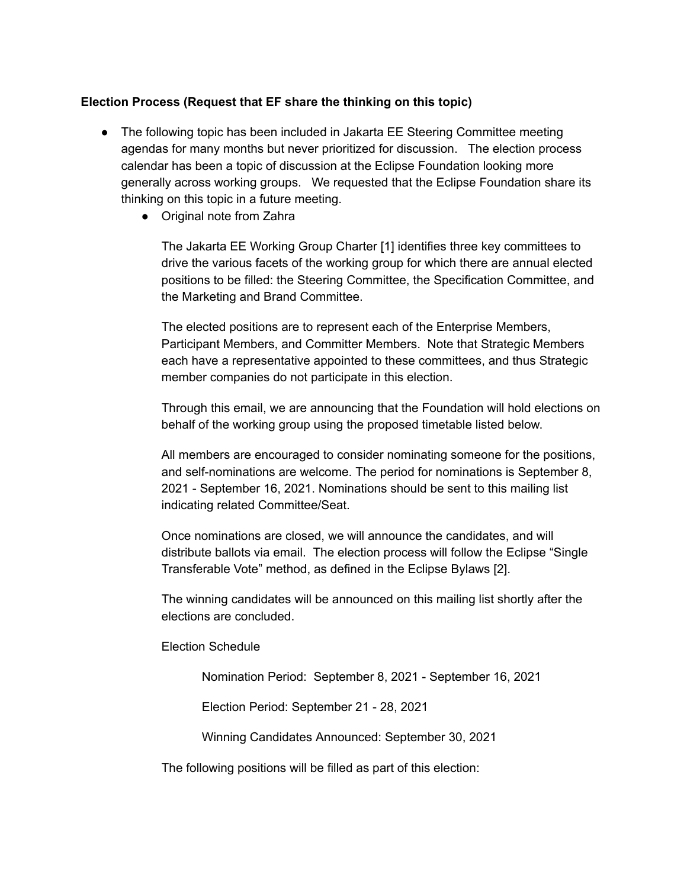**Election Process (Request that EF share the thinking on this topic)**

- The following topic has been included in Jakarta EE Steering Committee meeting agendas for many months but never prioritized for discussion. The election process calendar has been a topic of discussion at the Eclipse Foundation looking more generally across working groups. We requested that the Eclipse Foundation share its thinking on this topic in a future meeting.
  - Original note from Zahra

    The Jakarta EE Working Group Charter [1] identifies three key committees to drive the various facets of the working group for which there are annual elected positions to be filled: the Steering Committee, the Specification Committee, and the Marketing and Brand Committee.

    The elected positions are to represent each of the Enterprise Members, Participant Members, and Committer Members. Note that Strategic Members each have a representative appointed to these committees, and thus Strategic member companies do not participate in this election.

    Through this email, we are announcing that the Foundation will hold elections on behalf of the working group using the proposed timetable listed below.

    All members are encouraged to consider nominating someone for the positions, and self-nominations are welcome. The period for nominations is September 8, 2021 - September 16, 2021. Nominations should be sent to this mailing list indicating related Committee/Seat.

    Once nominations are closed, we will announce the candidates, and will distribute ballots via email. The election process will follow the Eclipse "Single Transferable Vote" method, as defined in the Eclipse Bylaws [2].

    The winning candidates will be announced on this mailing list shortly after the elections are concluded.

    Election Schedule

        Nomination Period: September 8, 2021 - September 16, 2021

        Election Period: September 21 - 28, 2021

        Winning Candidates Announced: September 30, 2021

    The following positions will be filled as part of this election: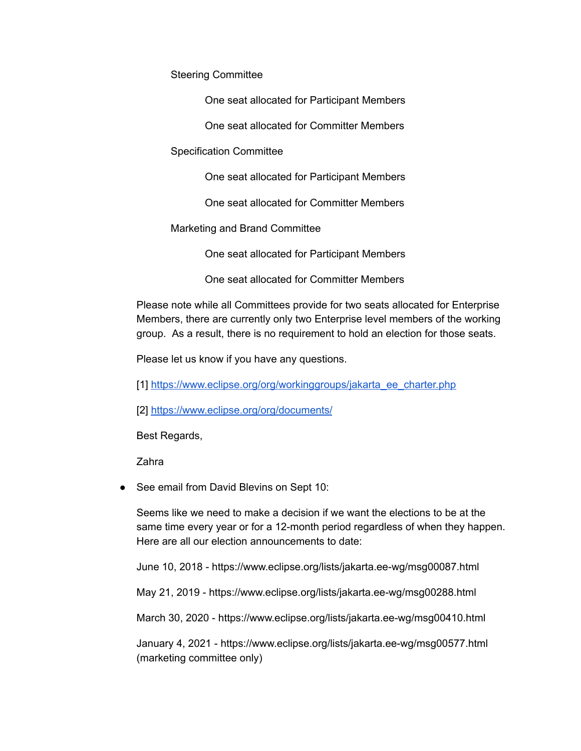Steering Committee

One seat allocated for Participant Members

One seat allocated for Committer Members

Specification Committee

One seat allocated for Participant Members

One seat allocated for Committer Members

Marketing and Brand Committee

One seat allocated for Participant Members

One seat allocated for Committer Members

Please note while all Committees provide for two seats allocated for Enterprise Members, there are currently only two Enterprise level members of the working group. As a result, there is no requirement to hold an election for those seats.

Please let us know if you have any questions.

[1] https://www.eclipse.org/org/workinggroups/jakarta_ee_charter.php

[2] https://www.eclipse.org/org/documents/

Best Regards,

Zahra

- See email from David Blevins on Sept 10:

  Seems like we need to make a decision if we want the elections to be at the same time every year or for a 12-month period regardless of when they happen. Here are all our election announcements to date:

  June 10, 2018 - https://www.eclipse.org/lists/jakarta.ee-wg/msg00087.html

  May 21, 2019 - https://www.eclipse.org/lists/jakarta.ee-wg/msg00288.html

  March 30, 2020 - https://www.eclipse.org/lists/jakarta.ee-wg/msg00410.html

  January 4, 2021 - https://www.eclipse.org/lists/jakarta.ee-wg/msg00577.html (marketing committee only)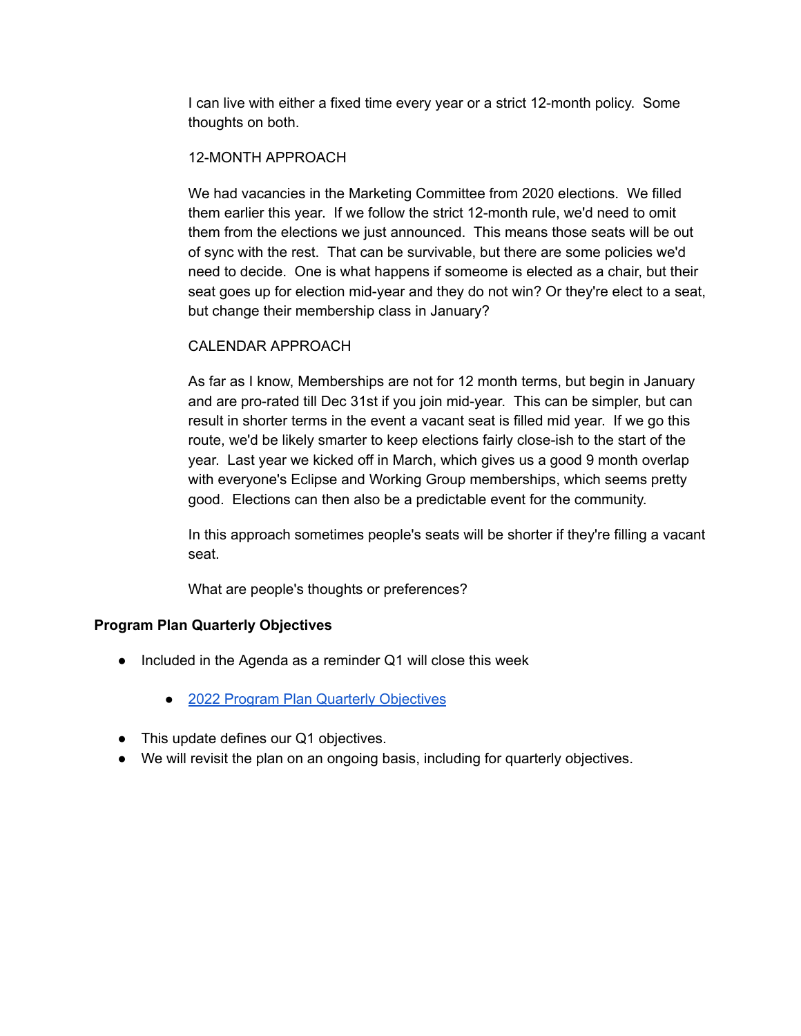I can live with either a fixed time every year or a strict 12-month policy.  Some thoughts on both.

12-MONTH APPROACH

We had vacancies in the Marketing Committee from 2020 elections.  We filled them earlier this year.  If we follow the strict 12-month rule, we'd need to omit them from the elections we just announced.  This means those seats will be out of sync with the rest.  That can be survivable, but there are some policies we'd need to decide.  One is what happens if someome is elected as a chair, but their seat goes up for election mid-year and they do not win? Or they're elect to a seat, but change their membership class in January?

CALENDAR APPROACH

As far as I know, Memberships are not for 12 month terms, but begin in January and are pro-rated till Dec 31st if you join mid-year.  This can be simpler, but can result in shorter terms in the event a vacant seat is filled mid year.  If we go this route, we'd be likely smarter to keep elections fairly close-ish to the start of the year.  Last year we kicked off in March, which gives us a good 9 month overlap with everyone's Eclipse and Working Group memberships, which seems pretty good.  Elections can then also be a predictable event for the community.

In this approach sometimes people's seats will be shorter if they're filling a vacant seat.

What are people's thoughts or preferences?

**Program Plan Quarterly Objectives**

- Included in the Agenda as a reminder Q1 will close this week
  - 2022 Program Plan Quarterly Objectives
- This update defines our Q1 objectives.
- We will revisit the plan on an ongoing basis, including for quarterly objectives.